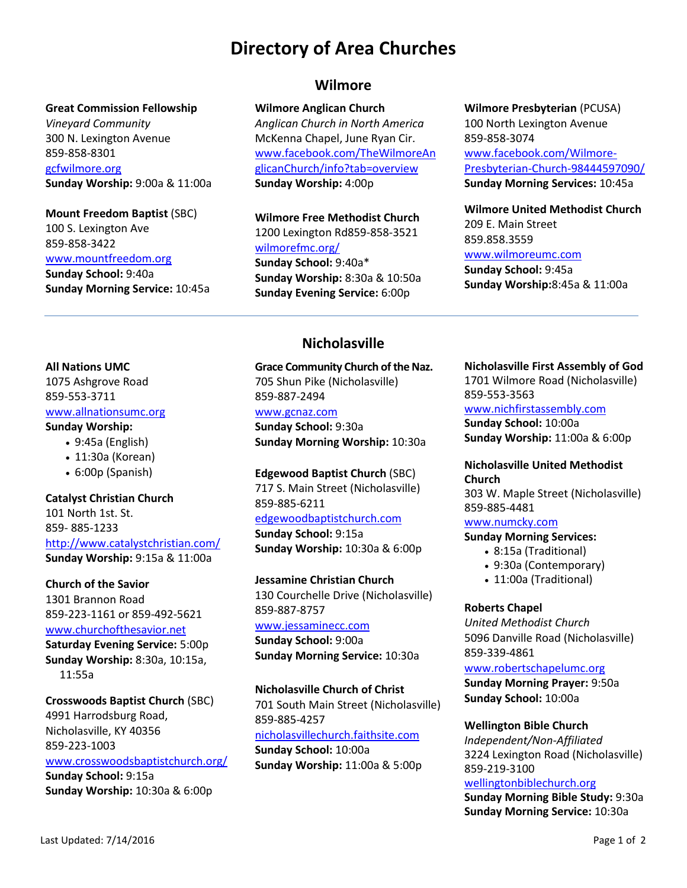# Directory of Area Churches

## Wilmore

**Great Commission Fellowship**
*Vineyard Community*
300 N. Lexington Avenue
859-858-8301
gcfwilmore.org
**Sunday Worship:** 9:00a & 11:00a

**Mount Freedom Baptist** (SBC)
100 S. Lexington Ave
859-858-3422
www.mountfreedom.org
**Sunday School:** 9:40a
**Sunday Morning Service:** 10:45a

**Wilmore Anglican Church**
*Anglican Church in North America*
McKenna Chapel, June Ryan Cir.
www.facebook.com/TheWilmoreAnglicanChurch/info?tab=overview
**Sunday Worship:** 4:00p

**Wilmore Free Methodist Church**
1200 Lexington Rd859-858-3521
wilmorefmc.org/
**Sunday School:** 9:40a*
**Sunday Worship:** 8:30a & 10:50a
**Sunday Evening Service:** 6:00p

**Wilmore Presbyterian** (PCUSA)
100 North Lexington Avenue
859-858-3074
www.facebook.com/Wilmore-Presbyterian-Church-98444597090/
**Sunday Morning Services:** 10:45a

**Wilmore United Methodist Church**
209 E. Main Street
859.858.3559
www.wilmoreumc.com
**Sunday School:** 9:45a
**Sunday Worship:**8:45a & 11:00a

---

## Nicholasville

**All Nations UMC**
1075 Ashgrove Road
859-553-3711
www.allnationsumc.org
**Sunday Worship:**
- 9:45a (English)
- 11:30a (Korean)
- 6:00p (Spanish)

**Catalyst Christian Church**
101 North 1st. St.
859- 885-1233
http://www.catalystchristian.com/
**Sunday Worship:** 9:15a & 11:00a

**Church of the Savior**
1301 Brannon Road
859-223-1161 or 859-492-5621
www.churchofthesavior.net
**Saturday Evening Service:** 5:00p
**Sunday Worship:** 8:30a, 10:15a, 11:55a

**Crosswoods Baptist Church** (SBC)
4991 Harrodsburg Road,
Nicholasville, KY 40356
859-223-1003
www.crosswoodsbaptistchurch.org/
**Sunday School:** 9:15a
**Sunday Worship:** 10:30a & 6:00p

**Grace Community Church of the Naz.**
705 Shun Pike (Nicholasville)
859-887-2494
www.gcnaz.com
**Sunday School:** 9:30a
**Sunday Morning Worship:** 10:30a

**Edgewood Baptist Church** (SBC)
717 S. Main Street (Nicholasville)
859-885-6211
edgewoodbaptistchurch.com
**Sunday School:** 9:15a
**Sunday Worship:** 10:30a & 6:00p

**Jessamine Christian Church**
130 Courchelle Drive (Nicholasville)
859-887-8757
www.jessaminecc.com
**Sunday School:** 9:00a
**Sunday Morning Service:** 10:30a

**Nicholasville Church of Christ**
701 South Main Street (Nicholasville)
859-885-4257
nicholasvillechurch.faithsite.com
**Sunday School:** 10:00a
**Sunday Worship:** 11:00a & 5:00p

**Nicholasville First Assembly of God**
1701 Wilmore Road (Nicholasville)
859-553-3563
www.nichfirstassembly.com
**Sunday School:** 10:00a
**Sunday Worship:** 11:00a & 6:00p

**Nicholasville United Methodist Church**
303 W. Maple Street (Nicholasville)
859-885-4481
www.numcky.com
**Sunday Morning Services:**
- 8:15a (Traditional)
- 9:30a (Contemporary)
- 11:00a (Traditional)

**Roberts Chapel**
*United Methodist Church*
5096 Danville Road (Nicholasville)
859-339-4861
www.robertschapelumc.org
**Sunday Morning Prayer:** 9:50a
**Sunday School:** 10:00a

**Wellington Bible Church**
*Independent/Non-Affiliated*
3224 Lexington Road (Nicholasville)
859-219-3100
wellingtonbiblechurch.org
**Sunday Morning Bible Study:** 9:30a
**Sunday Morning Service:** 10:30a

Last Updated: 7/14/2016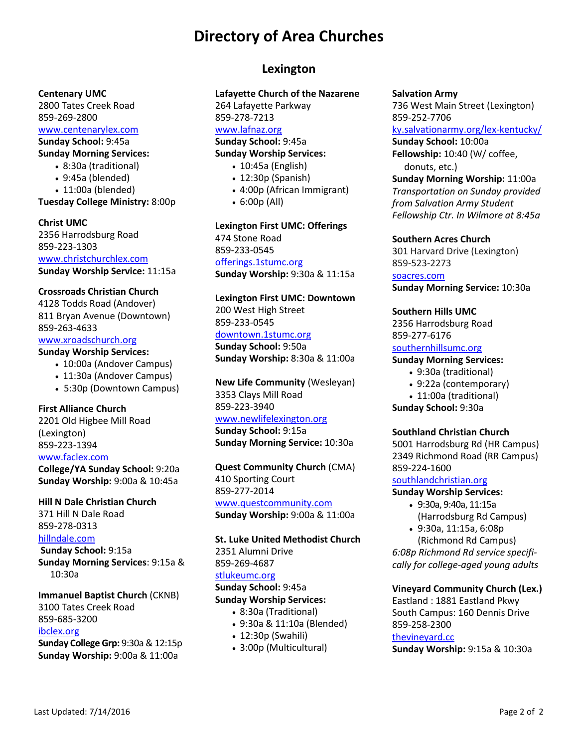# Directory of Area Churches

## Lexington

**Centenary UMC**
2800 Tates Creek Road
859-269-2800
www.centenarylex.com
**Sunday School:** 9:45a
**Sunday Morning Services:**

- 8:30a (traditional)
- 9:45a (blended)
- 11:00a (blended)

**Tuesday College Ministry:** 8:00p

**Christ UMC**
2356 Harrodsburg Road
859-223-1303
www.christchurchlex.com
**Sunday Worship Service:** 11:15a

**Crossroads Christian Church**
4128 Todds Road (Andover)
811 Bryan Avenue (Downtown)
859-263-4633
www.xroadschurch.org
**Sunday Worship Services:**

- 10:00a (Andover Campus)
- 11:30a (Andover Campus)
- 5:30p (Downtown Campus)

**First Alliance Church**
2201 Old Higbee Mill Road (Lexington)
859-223-1394
www.faclex.com
**College/YA Sunday School:** 9:20a
**Sunday Worship:** 9:00a & 10:45a

**Hill N Dale Christian Church**
371 Hill N Dale Road
859-278-0313
hillndale.com
**Sunday School:** 9:15a
**Sunday Morning Services**: 9:15a & 10:30a

**Immanuel Baptist Church** (CKNB)
3100 Tates Creek Road
859-685-3200
ibclex.org
**Sunday College Grp:** 9:30a & 12:15p
**Sunday Worship:** 9:00a & 11:00a

**Lafayette Church of the Nazarene**
264 Lafayette Parkway
859-278-7213
www.lafnaz.org
**Sunday School:** 9:45a
**Sunday Worship Services:**

- 10:45a (English)
- 12:30p (Spanish)
- 4:00p (African Immigrant)
- 6:00p (All)

**Lexington First UMC: Offerings**
474 Stone Road
859-233-0545
offerings.1stumc.org
**Sunday Worship:** 9:30a & 11:15a

**Lexington First UMC: Downtown**
200 West High Street
859-233-0545
downtown.1stumc.org
**Sunday School:** 9:50a
**Sunday Worship:** 8:30a & 11:00a

**New Life Community** (Wesleyan)
3353 Clays Mill Road
859-223-3940
www.newlifelexington.org
**Sunday School:** 9:15a
**Sunday Morning Service:** 10:30a

**Quest Community Church** (CMA)
410 Sporting Court
859-277-2014
www.questcommunity.com
**Sunday Worship:** 9:00a & 11:00a

**St. Luke United Methodist Church**
2351 Alumni Drive
859-269-4687
stlukeumc.org
**Sunday School:** 9:45a
**Sunday Worship Services:**

- 8:30a (Traditional)
- 9:30a & 11:10a (Blended)
- 12:30p (Swahili)
- 3:00p (Multicultural)

**Salvation Army**
736 West Main Street (Lexington)
859-252-7706
ky.salvationarmy.org/lex-kentucky/
**Sunday School:** 10:00a
**Fellowship:** 10:40 (W/ coffee, donuts, etc.)
**Sunday Morning Worship:** 11:00a
*Transportation on Sunday provided from Salvation Army Student Fellowship Ctr. In Wilmore at 8:45a*

**Southern Acres Church**
301 Harvard Drive (Lexington)
859-523-2273
soacres.com
**Sunday Morning Service:** 10:30a

**Southern Hills UMC**
2356 Harrodsburg Road
859-277-6176
southernhillsumc.org
**Sunday Morning Services:**

- 9:30a (traditional)
- 9:22a (contemporary)
- 11:00a (traditional)

**Sunday School:** 9:30a

**Southland Christian Church**
5001 Harrodsburg Rd (HR Campus)
2349 Richmond Road (RR Campus)
859-224-1600
southlandchristian.org
**Sunday Worship Services:**

- 9:30a, 9:40a, 11:15a (Harrodsburg Rd Campus)
- 9:30a, 11:15a, 6:08p (Richmond Rd Campus)

*6:08p Richmond Rd service specifically for college-aged young adults*

**Vineyard Community Church (Lex.)**
Eastland : 1881 Eastland Pkwy
South Campus: 160 Dennis Drive
859-258-2300
thevineyard.cc
**Sunday Worship:** 9:15a & 10:30a

Last Updated: 7/14/2016